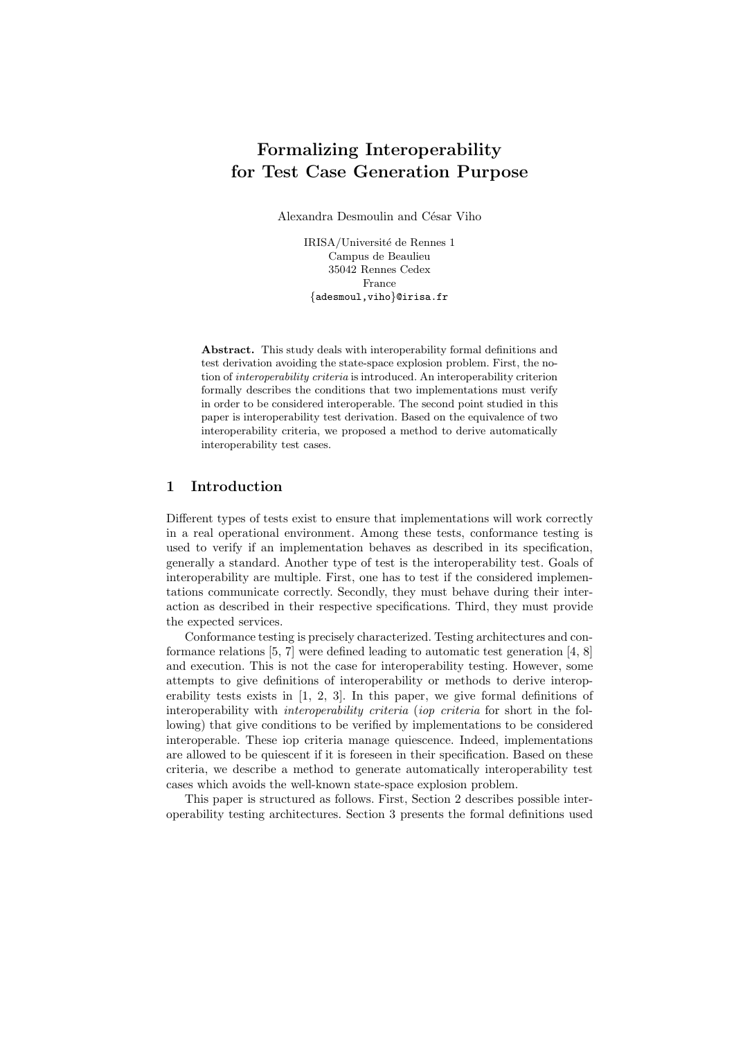# Formalizing Interoperability for Test Case Generation Purpose

Alexandra Desmoulin and César Viho

IRISA/Université de Rennes 1
Campus de Beaulieu
35042 Rennes Cedex
France
{adesmoul,viho}@irisa.fr

**Abstract.** This study deals with interoperability formal definitions and test derivation avoiding the state-space explosion problem. First, the notion of *interoperability criteria* is introduced. An interoperability criterion formally describes the conditions that two implementations must verify in order to be considered interoperable. The second point studied in this paper is interoperability test derivation. Based on the equivalence of two interoperability criteria, we proposed a method to derive automatically interoperability test cases.

## 1 Introduction

Different types of tests exist to ensure that implementations will work correctly in a real operational environment. Among these tests, conformance testing is used to verify if an implementation behaves as described in its specification, generally a standard. Another type of test is the interoperability test. Goals of interoperability are multiple. First, one has to test if the considered implementations communicate correctly. Secondly, they must behave during their interaction as described in their respective specifications. Third, they must provide the expected services.

Conformance testing is precisely characterized. Testing architectures and conformance relations [5, 7] were defined leading to automatic test generation [4, 8] and execution. This is not the case for interoperability testing. However, some attempts to give definitions of interoperability or methods to derive interoperability tests exists in [1, 2, 3]. In this paper, we give formal definitions of interoperability with *interoperability criteria* (*iop criteria* for short in the following) that give conditions to be verified by implementations to be considered interoperable. These iop criteria manage quiescence. Indeed, implementations are allowed to be quiescent if it is foreseen in their specification. Based on these criteria, we describe a method to generate automatically interoperability test cases which avoids the well-known state-space explosion problem.

This paper is structured as follows. First, Section 2 describes possible interoperability testing architectures. Section 3 presents the formal definitions used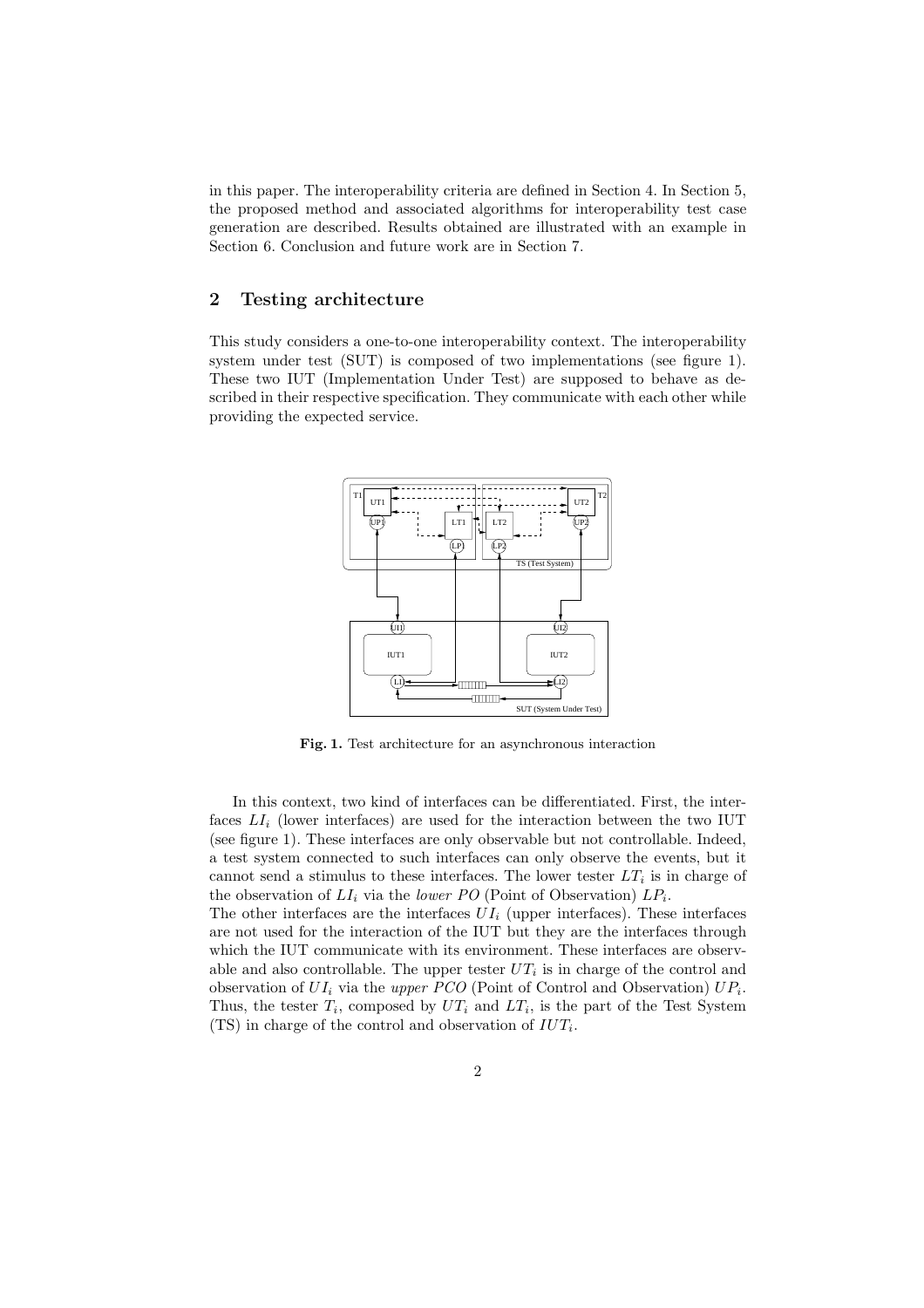in this paper. The interoperability criteria are defined in Section 4. In Section 5, the proposed method and associated algorithms for interoperability test case generation are described. Results obtained are illustrated with an example in Section 6. Conclusion and future work are in Section 7.

## 2 Testing architecture

This study considers a one-to-one interoperability context. The interoperability system under test (SUT) is composed of two implementations (see figure 1). These two IUT (Implementation Under Test) are supposed to behave as described in their respective specification. They communicate with each other while providing the expected service.

**Fig. 1.** Test architecture for an asynchronous interaction

In this context, two kind of interfaces can be differentiated. First, the interfaces $LI_i$ (lower interfaces) are used for the interaction between the two IUT (see figure 1). These interfaces are only observable but not controllable. Indeed, a test system connected to such interfaces can only observe the events, but it cannot send a stimulus to these interfaces. The lower tester $LT_i$ is in charge of the observation of $LI_i$ via the *lower PO* (Point of Observation) $LP_i$.
The other interfaces are the interfaces $UI_i$ (upper interfaces). These interfaces are not used for the interaction of the IUT but they are the interfaces through which the IUT communicate with its environment. These interfaces are observable and also controllable. The upper tester $UT_i$ is in charge of the control and observation of $UI_i$ via the *upper PCO* (Point of Control and Observation) $UP_i$. Thus, the tester $T_i$, composed by $UT_i$ and $LT_i$, is the part of the Test System (TS) in charge of the control and observation of $IUT_i$.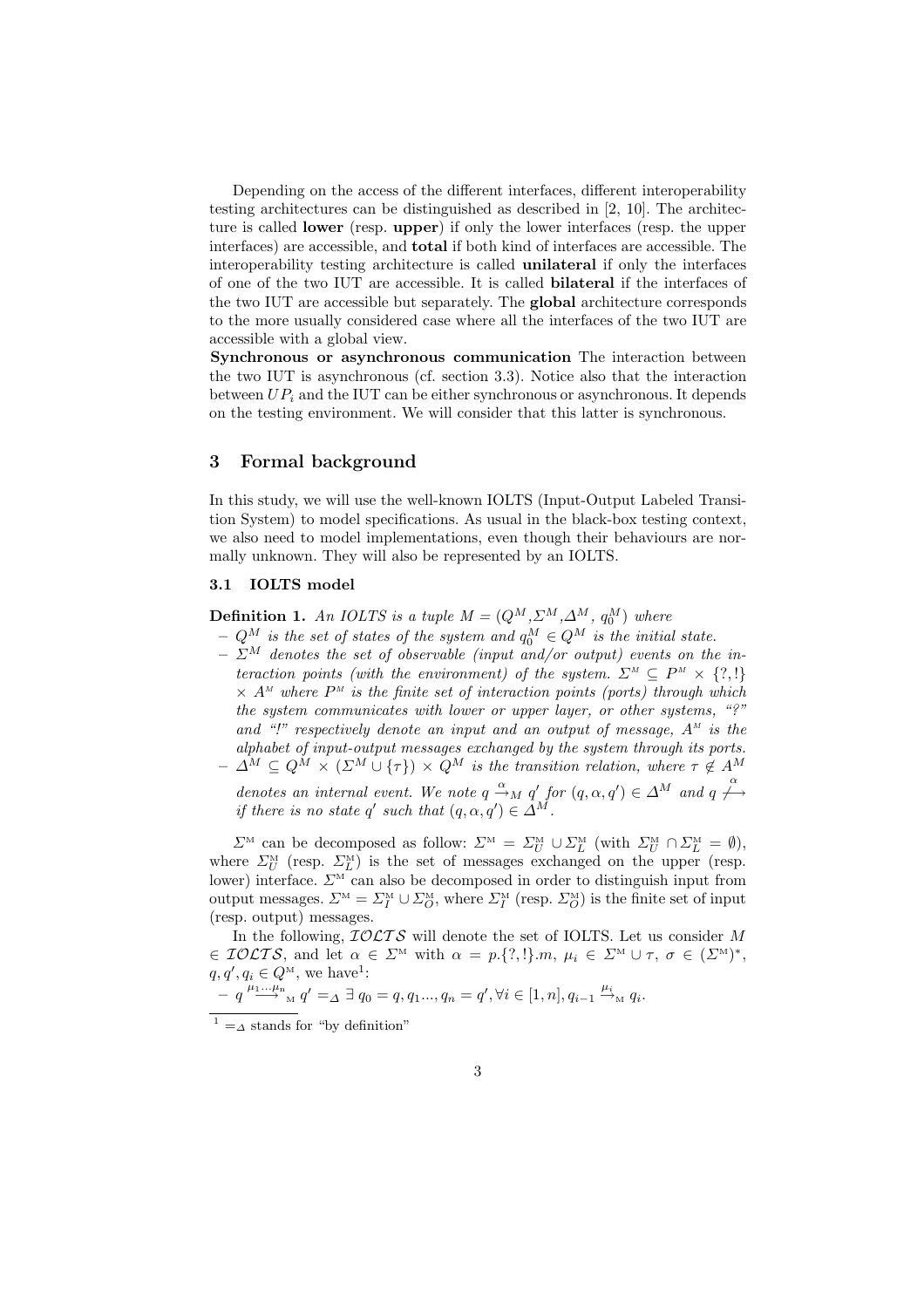Depending on the access of the different interfaces, different interoperability testing architectures can be distinguished as described in [2, 10]. The architecture is called **lower** (resp. **upper**) if only the lower interfaces (resp. the upper interfaces) are accessible, and **total** if both kind of interfaces are accessible. The interoperability testing architecture is called **unilateral** if only the interfaces of one of the two IUT are accessible. It is called **bilateral** if the interfaces of the two IUT are accessible but separately. The **global** architecture corresponds to the more usually considered case where all the interfaces of the two IUT are accessible with a global view.

**Synchronous or asynchronous communication** The interaction between the two IUT is asynchronous (cf. section 3.3). Notice also that the interaction between $UP_i$ and the IUT can be either synchronous or asynchronous. It depends on the testing environment. We will consider that this latter is synchronous.

## 3 Formal background

In this study, we will use the well-known IOLTS (Input-Output Labeled Transition System) to model specifications. As usual in the black-box testing context, we also need to model implementations, even though their behaviours are normally unknown. They will also be represented by an IOLTS.

### 3.1 IOLTS model

**Definition 1.** *An IOLTS is a tuple $M = (Q^M, \Sigma^M, \Delta^M, q_0^M)$ where*

- *$Q^M$ is the set of states of the system and $q_0^M \in Q^M$ is the initial state.*
- *$\Sigma^M$ denotes the set of observable (input and/or output) events on the interaction points (with the environment) of the system. $\Sigma^M \subseteq P^M \times \{?, !\} \times A^M$ where $P^M$ is the finite set of interaction points (ports) through which the system communicates with lower or upper layer, or other systems, "?" and "!" respectively denote an input and an output of message, $A^M$ is the alphabet of input-output messages exchanged by the system through its ports.*
- *$\Delta^M \subseteq Q^M \times (\Sigma^M \cup \{\tau\}) \times Q^M$ is the transition relation, where $\tau \notin A^M$ denotes an internal event. We note $q \xrightarrow{\alpha}_M q'$ for $(q, \alpha, q') \in \Delta^M$ and $q \not\xrightarrow{\alpha}$ if there is no state $q'$ such that $(q, \alpha, q') \in \Delta^M$.*

$\Sigma^M$ can be decomposed as follow: $\Sigma^M = \Sigma^M_U \cup \Sigma^M_L$ (with $\Sigma^M_U \cap \Sigma^M_L = \emptyset$), where $\Sigma^M_U$ (resp. $\Sigma^M_L$) is the set of messages exchanged on the upper (resp. lower) interface. $\Sigma^M$ can also be decomposed in order to distinguish input from output messages. $\Sigma^M = \Sigma^M_I \cup \Sigma^M_O$, where $\Sigma^M_I$ (resp. $\Sigma^M_O$) is the finite set of input (resp. output) messages.

In the following, $\mathcal{IOLTS}$ will denote the set of IOLTS. Let us consider $M \in \mathcal{IOLTS}$, and let $\alpha \in \Sigma^M$ with $\alpha = p.\{?, !\}.m$, $\mu_i \in \Sigma^M \cup \tau$, $\sigma \in (\Sigma^M)^*$, $q, q', q_i \in Q^M$, we have[1]:

- $q \xrightarrow{\mu_1 \ldots \mu_n}_M q' =_\Delta \exists\, q_0 = q, q_1 \ldots, q_n = q', \forall i \in [1, n], q_{i-1} \xrightarrow{\mu_i}_M q_i$.

[1] $=_\Delta$ stands for "by definition"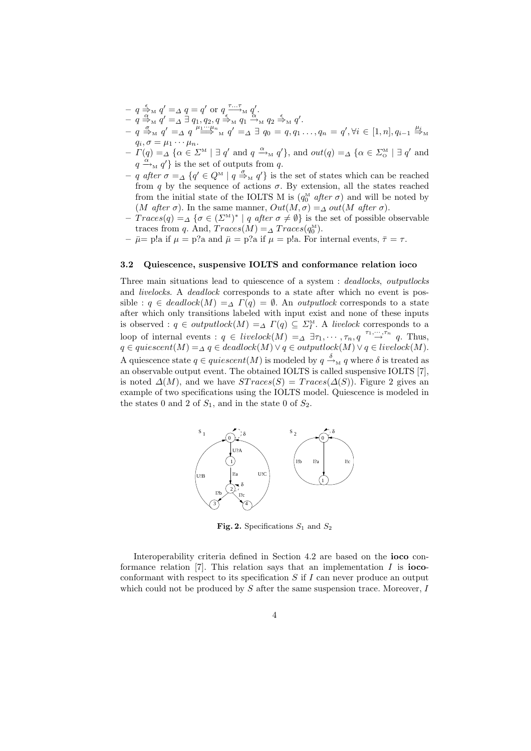- $q \overset{\epsilon}{\Rightarrow}_{\text{M}} q' =_{\Delta} q = q'$ or $q \xrightarrow{\tau \ldots \tau}_{\text{M}} q'$.
- $q \overset{\alpha}{\Rightarrow}_{\text{M}} q' =_{\Delta} \exists\, q_1, q_2, q \overset{\epsilon}{\Rightarrow}_{\text{M}} q_1 \xrightarrow{\alpha}_{\text{M}} q_2 \overset{\epsilon}{\Rightarrow}_{\text{M}} q'$.
- $q \overset{\sigma}{\Rightarrow}_{\text{M}} q' =_{\Delta} q \overset{\mu_1 \cdots \mu_n}{\Longrightarrow}_{\text{M}} q' =_{\Delta} \exists\, q_0 = q, q_1 \ldots, q_n = q', \forall i \in [1, n], q_{i-1} \overset{\mu_i}{\Rightarrow}_{\text{M}} q_i, \sigma = \mu_1 \cdots \mu_n$.
- $\Gamma(q) =_{\Delta} \{\alpha \in \Sigma^{\text{M}} \mid \exists\, q' \text{ and } q \xrightarrow{\alpha}_{\text{M}} q'\}$, and $out(q) =_{\Delta} \{\alpha \in \Sigma^{\text{M}}_{\text{O}} \mid \exists\, q' \text{ and } q \xrightarrow{\alpha}_{\text{M}} q'\}$ is the set of outputs from $q$.
- $q$ *after* $\sigma =_{\Delta} \{q' \in Q^{\text{M}} \mid q \overset{\sigma}{\Rightarrow}_{\text{M}} q'\}$ is the set of states which can be reached from $q$ by the sequence of actions $\sigma$. By extension, all the states reached from the initial state of the IOLTS M is ($q_0^{\text{M}}$ *after* $\sigma$) and will be noted by ($M$ *after* $\sigma$). In the same manner, $Out(M, \sigma) =_{\Delta} out(M \textit{ after } \sigma)$.
- $Traces(q) =_{\Delta} \{\sigma \in (\Sigma^{\text{M}})^* \mid q \textit{ after } \sigma \neq \emptyset\}$ is the set of possible observable traces from $q$. And, $Traces(M) =_{\Delta} Traces(q_0^{\text{M}})$.
- $\bar{\mu}$= p!a if $\mu$ = p?a and $\bar{\mu}$ = p?a if $\mu$ = p!a. For internal events, $\bar{\tau} = \tau$.

### 3.2 Quiescence, suspensive IOLTS and conformance relation ioco

Three main situations lead to quiescence of a system : *deadlocks*, *outputlocks* and *livelocks*. A *deadlock* corresponds to a state after which no event is possible : $q \in deadlock(M) =_{\Delta} \Gamma(q) = \emptyset$. An *outputlock* corresponds to a state after which only transitions labeled with input exist and none of these inputs is observed : $q \in outputlock(M) =_{\Delta} \Gamma(q) \subseteq \Sigma_I^{\text{M}}$. A *livelock* corresponds to a loop of internal events : $q \in livelock(M) =_{\Delta} \exists \tau_1, \cdots, \tau_n, q \overset{\tau_1, \cdots, \tau_n}{\rightarrow} q$. Thus, $q \in quiescent(M) =_{\Delta} q \in deadlock(M) \vee q \in outputlock(M) \vee q \in livelock(M)$. A quiescence state $q \in quiescent(M)$ is modeled by $q \xrightarrow{\delta}_{\text{M}} q$ where $\delta$ is treated as an observable output event. The obtained IOLTS is called suspensive IOLTS [7], is noted $\Delta(M)$, and we have $STraces(S) = Traces(\Delta(S))$. Figure 2 gives an example of two specifications using the IOLTS model. Quiescence is modeled in the states 0 and 2 of $S_1$, and in the state 0 of $S_2$.

**Fig. 2.** Specifications $S_1$ and $S_2$

Interoperability criteria defined in Section 4.2 are based on the **ioco** conformance relation [7]. This relation says that an implementation $I$ is **ioco**-conformant with respect to its specification $S$ if $I$ can never produce an output which could not be produced by $S$ after the same suspension trace. Moreover, $I$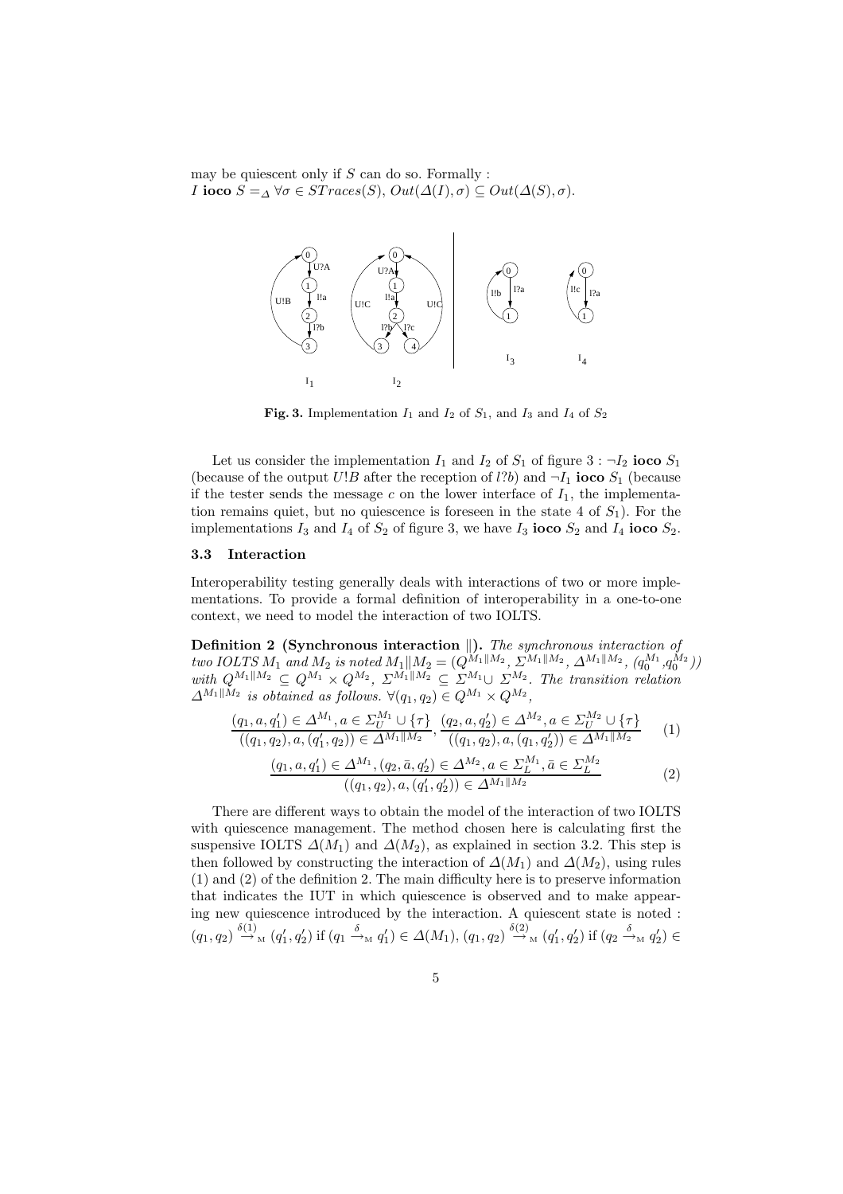may be quiescent only if $S$ can do so. Formally :
$I$ **ioco** $S =_\Delta \forall \sigma \in STraces(S),\ Out(\Delta(I), \sigma) \subseteq Out(\Delta(S), \sigma)$.

**Fig. 3.** Implementation $I_1$ and $I_2$ of $S_1$, and $I_3$ and $I_4$ of $S_2$

Let us consider the implementation $I_1$ and $I_2$ of $S_1$ of figure 3 : $\neg I_2$ **ioco** $S_1$ (because of the output $U!B$ after the reception of $l?b$) and $\neg I_1$ **ioco** $S_1$ (because if the tester sends the message $c$ on the lower interface of $I_1$, the implementation remains quiet, but no quiescence is foreseen in the state 4 of $S_1$). For the implementations $I_3$ and $I_4$ of $S_2$ of figure 3, we have $I_3$ **ioco** $S_2$ and $I_4$ **ioco** $S_2$.

### 3.3 Interaction

Interoperability testing generally deals with interactions of two or more implementations. To provide a formal definition of interoperability in a one-to-one context, we need to model the interaction of two IOLTS.

**Definition 2 (Synchronous interaction $\|$).** *The synchronous interaction of two IOLTS $M_1$ and $M_2$ is noted $M_1 \| M_2 = (Q^{M_1\|M_2}, \Sigma^{M_1\|M_2}, \Delta^{M_1\|M_2}, (q_0^{M_1}, q_0^{M_2}))$ with $Q^{M_1\|M_2} \subseteq Q^{M_1} \times Q^{M_2}$, $\Sigma^{M_1\|M_2} \subseteq \Sigma^{M_1} \cup \Sigma^{M_2}$. The transition relation $\Delta^{M_1\|M_2}$ is obtained as follows. $\forall (q_1, q_2) \in Q^{M_1} \times Q^{M_2}$,*

$$\frac{(q_1, a, q_1') \in \Delta^{M_1}, a \in \Sigma_U^{M_1} \cup \{\tau\}}{((q_1, q_2), a, (q_1', q_2)) \in \Delta^{M_1\|M_2}}, \frac{(q_2, a, q_2') \in \Delta^{M_2}, a \in \Sigma_U^{M_2} \cup \{\tau\}}{((q_1, q_2), a, (q_1, q_2')) \in \Delta^{M_1\|M_2}} \quad (1)$$

$$\frac{(q_1, a, q_1') \in \Delta^{M_1}, (q_2, \bar{a}, q_2') \in \Delta^{M_2}, a \in \Sigma_L^{M_1}, \bar{a} \in \Sigma_L^{M_2}}{((q_1, q_2), a, (q_1', q_2')) \in \Delta^{M_1\|M_2}} \quad (2)$$

There are different ways to obtain the model of the interaction of two IOLTS with quiescence management. The method chosen here is calculating first the suspensive IOLTS $\Delta(M_1)$ and $\Delta(M_2)$, as explained in section 3.2. This step is then followed by constructing the interaction of $\Delta(M_1)$ and $\Delta(M_2)$, using rules (1) and (2) of the definition 2. The main difficulty here is to preserve information that indicates the IUT in which quiescence is observed and to make appearing new quiescence introduced by the interaction. A quiescent state is noted : $(q_1, q_2) \xrightarrow{\delta(1)}_{\text{M}} (q_1', q_2')$ if $(q_1 \xrightarrow{\delta}_{\text{M}} q_1') \in \Delta(M_1)$, $(q_1, q_2) \xrightarrow{\delta(2)}_{\text{M}} (q_1', q_2')$ if $(q_2 \xrightarrow{\delta}_{\text{M}} q_2') \in$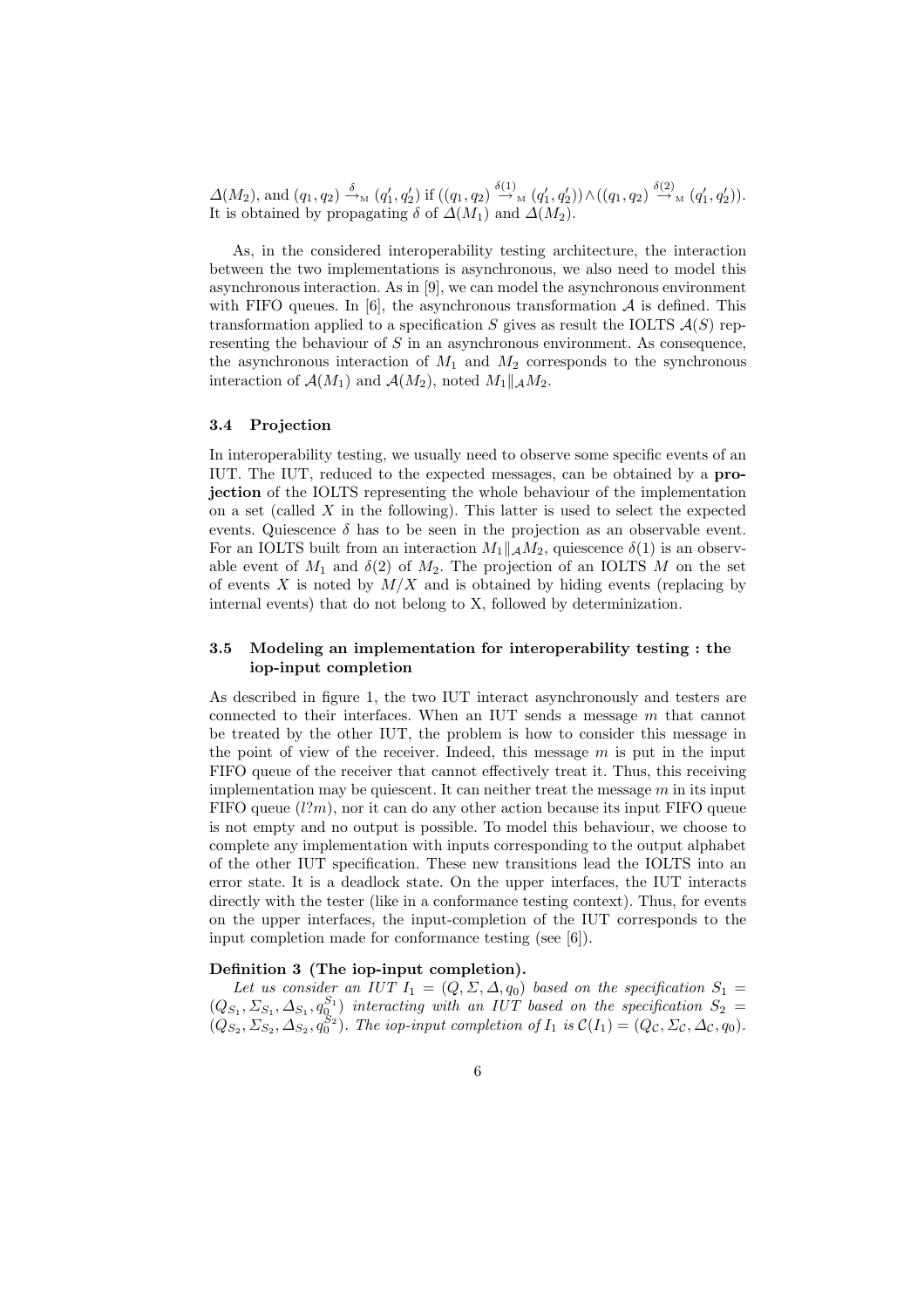$\Delta(M_2)$, and $(q_1, q_2) \xrightarrow{\delta}_{\text{M}} (q_1', q_2')$ if $((q_1, q_2) \xrightarrow{\delta(1)}_{\text{M}} (q_1', q_2')) \wedge ((q_1, q_2) \xrightarrow{\delta(2)}_{\text{M}} (q_1', q_2'))$. It is obtained by propagating $\delta$ of $\Delta(M_1)$ and $\Delta(M_2)$.

As, in the considered interoperability testing architecture, the interaction between the two implementations is asynchronous, we also need to model this asynchronous interaction. As in [9], we can model the asynchronous environment with FIFO queues. In [6], the asynchronous transformation $\mathcal{A}$ is defined. This transformation applied to a specification $S$ gives as result the IOLTS $\mathcal{A}(S)$ representing the behaviour of $S$ in an asynchronous environment. As consequence, the asynchronous interaction of $M_1$ and $M_2$ corresponds to the synchronous interaction of $\mathcal{A}(M_1)$ and $\mathcal{A}(M_2)$, noted $M_1 \|_{\mathcal{A}} M_2$.

### 3.4 Projection

In interoperability testing, we usually need to observe some specific events of an IUT. The IUT, reduced to the expected messages, can be obtained by a **projection** of the IOLTS representing the whole behaviour of the implementation on a set (called $X$ in the following). This latter is used to select the expected events. Quiescence $\delta$ has to be seen in the projection as an observable event. For an IOLTS built from an interaction $M_1 \|_{\mathcal{A}} M_2$, quiescence $\delta(1)$ is an observable event of $M_1$ and $\delta(2)$ of $M_2$. The projection of an IOLTS $M$ on the set of events $X$ is noted by $M/X$ and is obtained by hiding events (replacing by internal events) that do not belong to X, followed by determinization.

### 3.5 Modeling an implementation for interoperability testing : the iop-input completion

As described in figure 1, the two IUT interact asynchronously and testers are connected to their interfaces. When an IUT sends a message $m$ that cannot be treated by the other IUT, the problem is how to consider this message in the point of view of the receiver. Indeed, this message $m$ is put in the input FIFO queue of the receiver that cannot effectively treat it. Thus, this receiving implementation may be quiescent. It can neither treat the message $m$ in its input FIFO queue ($l?m$), nor it can do any other action because its input FIFO queue is not empty and no output is possible. To model this behaviour, we choose to complete any implementation with inputs corresponding to the output alphabet of the other IUT specification. These new transitions lead the IOLTS into an error state. It is a deadlock state. On the upper interfaces, the IUT interacts directly with the tester (like in a conformance testing context). Thus, for events on the upper interfaces, the input-completion of the IUT corresponds to the input completion made for conformance testing (see [6]).

**Definition 3 (The iop-input completion).**
*Let us consider an IUT $I_1 = (Q, \Sigma, \Delta, q_0)$ based on the specification $S_1 = (Q_{S_1}, \Sigma_{S_1}, \Delta_{S_1}, q_0^{S_1})$ interacting with an IUT based on the specification $S_2 = (Q_{S_2}, \Sigma_{S_2}, \Delta_{S_2}, q_0^{S_2})$. The iop-input completion of $I_1$ is $\mathcal{C}(I_1) = (Q_{\mathcal{C}}, \Sigma_{\mathcal{C}}, \Delta_{\mathcal{C}}, q_0)$.*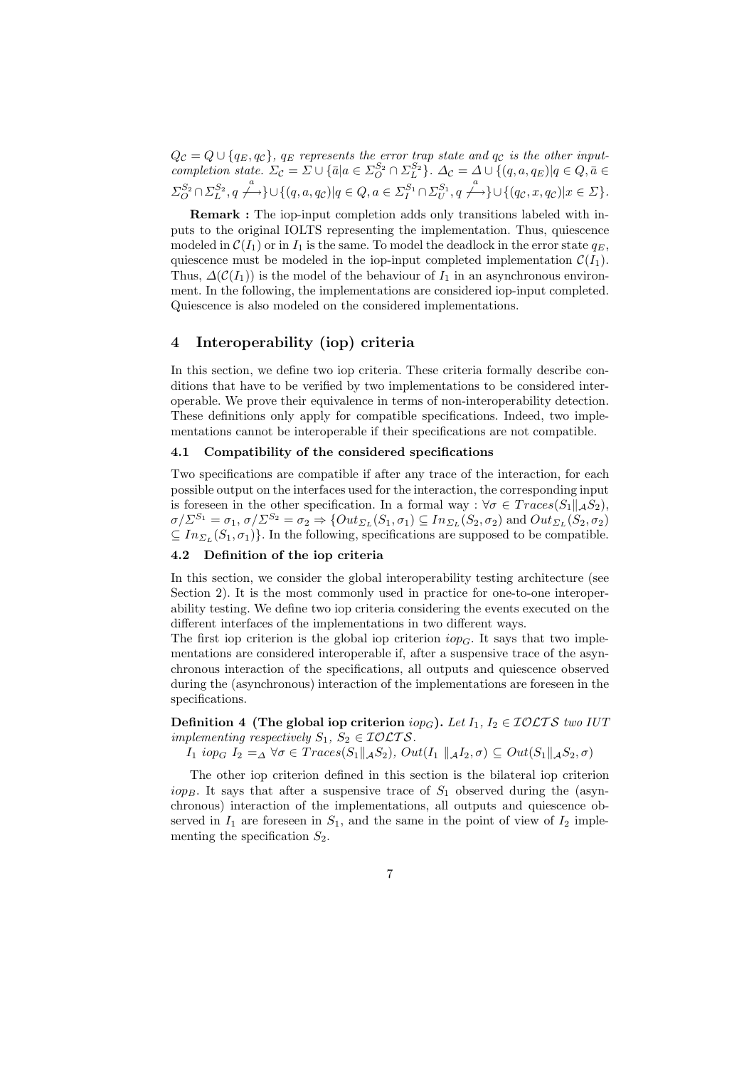$Q_{\mathcal{C}} = Q \cup \{q_E, q_{\mathcal{C}}\}$, *$q_E$ represents the error trap state and $q_{\mathcal{C}}$ is the other input-completion state.* $\Sigma_{\mathcal{C}} = \Sigma \cup \{\bar{a} | a \in \Sigma_O^{S_2} \cap \Sigma_L^{S_2}\}$. $\Delta_{\mathcal{C}} = \Delta \cup \{(q, a, q_E) | q \in Q, \bar{a} \in \Sigma_O^{S_2} \cap \Sigma_L^{S_2}, q \stackrel{a}{\not\longrightarrow}\} \cup \{(q, a, q_{\mathcal{C}}) | q \in Q, a \in \Sigma_I^{S_1} \cap \Sigma_U^{S_1}, q \stackrel{a}{\not\longrightarrow}\} \cup \{(q_{\mathcal{C}}, x, q_{\mathcal{C}}) | x \in \Sigma\}$.

**Remark :** The iop-input completion adds only transitions labeled with inputs to the original IOLTS representing the implementation. Thus, quiescence modeled in $\mathcal{C}(I_1)$ or in $I_1$ is the same. To model the deadlock in the error state $q_E$, quiescence must be modeled in the iop-input completed implementation $\mathcal{C}(I_1)$. Thus, $\Delta(\mathcal{C}(I_1))$ is the model of the behaviour of $I_1$ in an asynchronous environment. In the following, the implementations are considered iop-input completed. Quiescence is also modeled on the considered implementations.

## 4 Interoperability (iop) criteria

In this section, we define two iop criteria. These criteria formally describe conditions that have to be verified by two implementations to be considered interoperable. We prove their equivalence in terms of non-interoperability detection. These definitions only apply for compatible specifications. Indeed, two implementations cannot be interoperable if their specifications are not compatible.

### 4.1 Compatibility of the considered specifications

Two specifications are compatible if after any trace of the interaction, for each possible output on the interfaces used for the interaction, the corresponding input is foreseen in the other specification. In a formal way : $\forall \sigma \in Traces(S_1 \|_{\mathcal{A}} S_2)$, $\sigma / \Sigma^{S_1} = \sigma_1$, $\sigma / \Sigma^{S_2} = \sigma_2 \Rightarrow \{Out_{\Sigma_L}(S_1, \sigma_1) \subseteq In_{\Sigma_L}(S_2, \sigma_2)$ and $Out_{\Sigma_L}(S_2, \sigma_2) \subseteq In_{\Sigma_L}(S_1, \sigma_1)\}$. In the following, specifications are supposed to be compatible.

### 4.2 Definition of the iop criteria

In this section, we consider the global interoperability testing architecture (see Section 2). It is the most commonly used in practice for one-to-one interoperability testing. We define two iop criteria considering the events executed on the different interfaces of the implementations in two different ways.
The first iop criterion is the global iop criterion $iop_G$. It says that two implementations are considered interoperable if, after a suspensive trace of the asynchronous interaction of the specifications, all outputs and quiescence observed during the (asynchronous) interaction of the implementations are foreseen in the specifications.

**Definition 4 (The global iop criterion $iop_G$).** *Let $I_1$, $I_2 \in \mathcal{IOLTS}$ two IUT implementing respectively $S_1$, $S_2 \in \mathcal{IOLTS}$.*

$I_1 \; iop_G \; I_2 =_{\Delta} \forall \sigma \in Traces(S_1 \|_{\mathcal{A}} S_2)$, $Out(I_1 \|_{\mathcal{A}} I_2, \sigma) \subseteq Out(S_1 \|_{\mathcal{A}} S_2, \sigma)$

The other iop criterion defined in this section is the bilateral iop criterion $iop_B$. It says that after a suspensive trace of $S_1$ observed during the (asynchronous) interaction of the implementations, all outputs and quiescence observed in $I_1$ are foreseen in $S_1$, and the same in the point of view of $I_2$ implementing the specification $S_2$.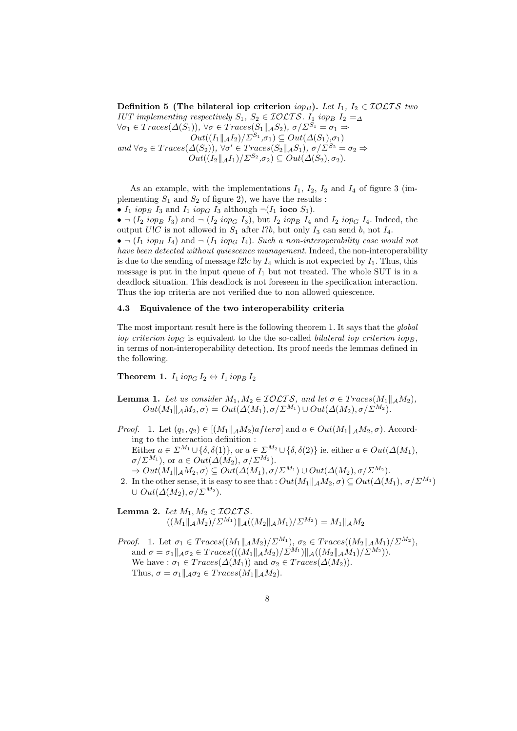**Definition 5 (The bilateral iop criterion $iop_B$).** *Let $I_1$, $I_2 \in \mathcal{IOLTS}$ two IUT implementing respectively $S_1$, $S_2 \in \mathcal{IOLTS}$. $I_1$ $iop_B$ $I_2 =_\Delta$*
$\forall \sigma_1 \in Traces(\Delta(S_1))$, $\forall \sigma \in Traces(S_1 \|_\mathcal{A} S_2)$, $\sigma/\Sigma^{S_1} = \sigma_1 \Rightarrow$
$$Out((I_1 \|_\mathcal{A} I_2)/\Sigma^{S_1}, \sigma_1) \subseteq Out(\Delta(S_1), \sigma_1)$$
*and* $\forall \sigma_2 \in Traces(\Delta(S_2))$, $\forall \sigma' \in Traces(S_2 \|_\mathcal{A} S_1)$, $\sigma/\Sigma^{S_2} = \sigma_2 \Rightarrow$
$$Out((I_2 \|_\mathcal{A} I_1)/\Sigma^{S_2}, \sigma_2) \subseteq Out(\Delta(S_2), \sigma_2).$$

As an example, with the implementations $I_1$, $I_2$, $I_3$ and $I_4$ of figure 3 (implementing $S_1$ and $S_2$ of figure 2), we have the results :

- $I_1$ $iop_B$ $I_3$ and $I_1$ $iop_G$ $I_3$ although $\neg(I_1$ **ioco** $S_1)$.
- $\neg$ ($I_2$ $iop_B$ $I_3$) and $\neg$ ($I_2$ $iop_G$ $I_3$), but $I_2$ $iop_B$ $I_4$ and $I_2$ $iop_G$ $I_4$. Indeed, the output $U!C$ is not allowed in $S_1$ after $l?b$, but only $I_3$ can send $b$, not $I_4$.
- $\neg$ ($I_1$ $iop_B$ $I_4$) and $\neg$ ($I_1$ $iop_G$ $I_4$). *Such a non-interoperability case would not have been detected without quiescence management.* Indeed, the non-interoperability is due to the sending of message $l2!c$ by $I_4$ which is not expected by $I_1$. Thus, this message is put in the input queue of $I_1$ but not treated. The whole SUT is in a deadlock situation. This deadlock is not foreseen in the specification interaction. Thus the iop criteria are not verified due to non allowed quiescence.

### 4.3 Equivalence of the two interoperability criteria

The most important result here is the following theorem 1. It says that the *global iop criterion $iop_G$* is equivalent to the the so-called *bilateral iop criterion $iop_B$*, in terms of non-interoperability detection. Its proof needs the lemmas defined in the following.

**Theorem 1.** $I_1 \, iop_G \, I_2 \Leftrightarrow I_1 \, iop_B \, I_2$

**Lemma 1.** *Let us consider $M_1, M_2 \in \mathcal{IOLTS}$, and let $\sigma \in Traces(M_1 \|_\mathcal{A} M_2)$,*
$Out(M_1 \|_\mathcal{A} M_2, \sigma) = Out(\Delta(M_1), \sigma/\Sigma^{M_1}) \cup Out(\Delta(M_2), \sigma/\Sigma^{M_2})$.

*Proof.*
1. Let $(q_1, q_2) \in [(M_1 \|_\mathcal{A} M_2) after \sigma]$ and $a \in Out(M_1 \|_\mathcal{A} M_2, \sigma)$. According to the interaction definition :
   Either $a \in \Sigma^{M_1} \cup \{\delta, \delta(1)\}$, or $a \in \Sigma^{M_2} \cup \{\delta, \delta(2)\}$ ie. either $a \in Out(\Delta(M_1), \sigma/\Sigma^{M_1})$, or $a \in Out(\Delta(M_2), \sigma/\Sigma^{M_2})$.
   $\Rightarrow Out(M_1 \|_\mathcal{A} M_2, \sigma) \subseteq Out(\Delta(M_1), \sigma/\Sigma^{M_1}) \cup Out(\Delta(M_2), \sigma/\Sigma^{M_2})$.
2. In the other sense, it is easy to see that : $Out(M_1 \|_\mathcal{A} M_2, \sigma) \subseteq Out(\Delta(M_1), \sigma/\Sigma^{M_1}) \cup Out(\Delta(M_2), \sigma/\Sigma^{M_2})$.

**Lemma 2.** *Let $M_1, M_2 \in \mathcal{IOLTS}$.*
$$((M_1 \|_\mathcal{A} M_2)/\Sigma^{M_1}) \|_\mathcal{A} ((M_2 \|_\mathcal{A} M_1)/\Sigma^{M_2}) = M_1 \|_\mathcal{A} M_2$$

*Proof.*
1. Let $\sigma_1 \in Traces((M_1 \|_\mathcal{A} M_2)/\Sigma^{M_1})$, $\sigma_2 \in Traces((M_2 \|_\mathcal{A} M_1)/\Sigma^{M_2})$, and $\sigma = \sigma_1 \|_\mathcal{A} \sigma_2 \in Traces(((M_1 \|_\mathcal{A} M_2)/\Sigma^{M_1}) \|_\mathcal{A} ((M_2 \|_\mathcal{A} M_1)/\Sigma^{M_2}))$.
   We have : $\sigma_1 \in Traces(\Delta(M_1))$ and $\sigma_2 \in Traces(\Delta(M_2))$.
   Thus, $\sigma = \sigma_1 \|_\mathcal{A} \sigma_2 \in Traces(M_1 \|_\mathcal{A} M_2)$.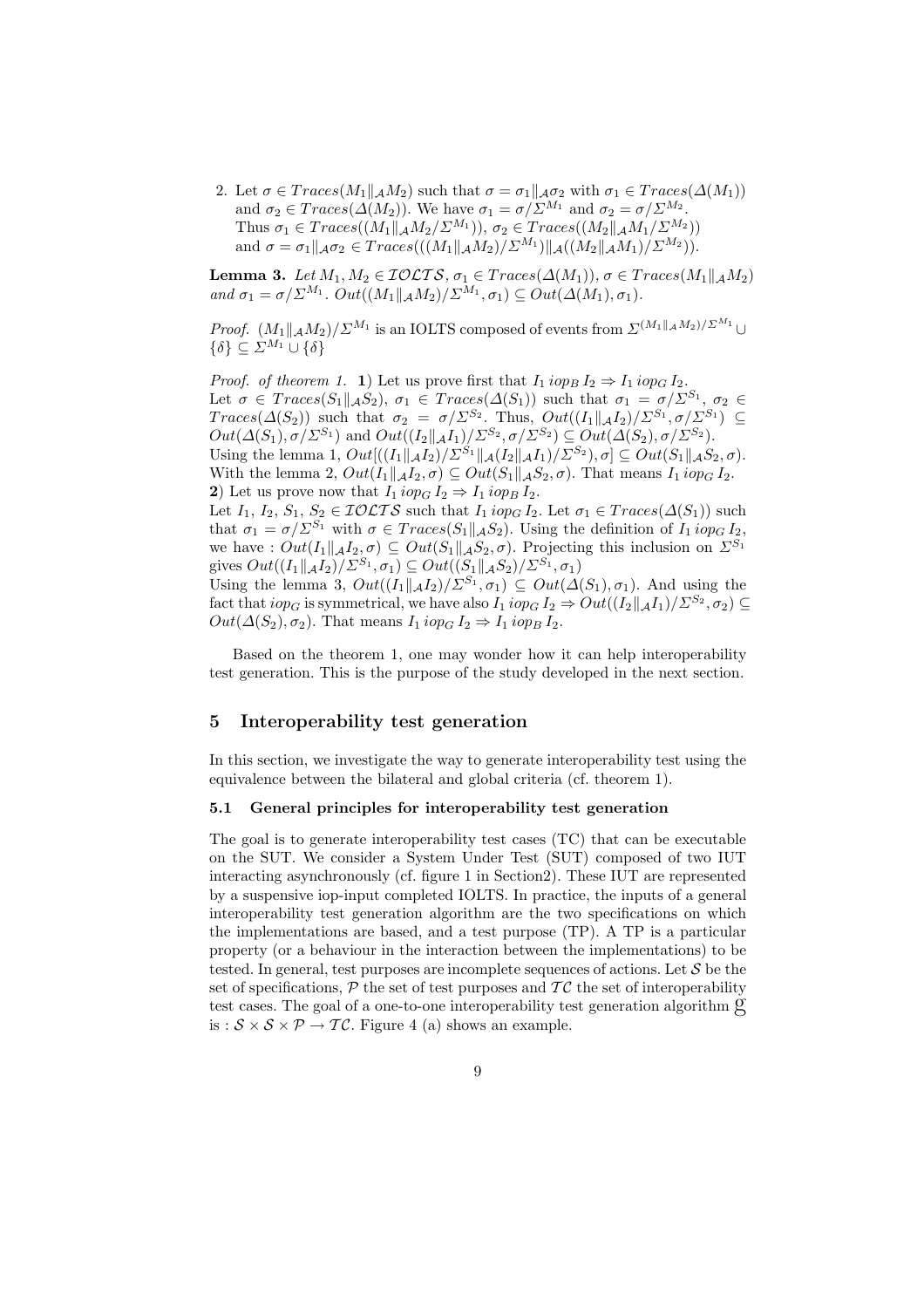2. Let $\sigma \in Traces(M_1 \|_{\mathcal{A}} M_2)$ such that $\sigma = \sigma_1 \|_{\mathcal{A}} \sigma_2$ with $\sigma_1 \in Traces(\Delta(M_1))$ and $\sigma_2 \in Traces(\Delta(M_2))$. We have $\sigma_1 = \sigma/\Sigma^{M_1}$ and $\sigma_2 = \sigma/\Sigma^{M_2}$. Thus $\sigma_1 \in Traces((M_1 \|_{\mathcal{A}} M_2/\Sigma^{M_1}))$, $\sigma_2 \in Traces((M_2 \|_{\mathcal{A}} M_1/\Sigma^{M_2}))$ and $\sigma = \sigma_1 \|_{\mathcal{A}} \sigma_2 \in Traces(((M_1 \|_{\mathcal{A}} M_2)/\Sigma^{M_1}) \|_{\mathcal{A}} ((M_2 \|_{\mathcal{A}} M_1)/\Sigma^{M_2}))$.

**Lemma 3.** *Let $M_1, M_2 \in \mathcal{IOLTS}$, $\sigma_1 \in Traces(\Delta(M_1))$, $\sigma \in Traces(M_1 \|_{\mathcal{A}} M_2)$ and $\sigma_1 = \sigma/\Sigma^{M_1}$. $Out((M_1 \|_{\mathcal{A}} M_2)/\Sigma^{M_1}, \sigma_1) \subseteq Out(\Delta(M_1), \sigma_1)$.*

*Proof.* $(M_1 \|_{\mathcal{A}} M_2)/\Sigma^{M_1}$ is an IOLTS composed of events from $\Sigma^{(M_1 \|_{\mathcal{A}} M_2)/\Sigma^{M_1}} \cup \{\delta\} \subseteq \Sigma^{M_1} \cup \{\delta\}$

*Proof. of theorem 1.* **1**) Let us prove first that $I_1 \, iop_B \, I_2 \Rightarrow I_1 \, iop_G \, I_2$.
Let $\sigma \in Traces(S_1 \|_{\mathcal{A}} S_2)$, $\sigma_1 \in Traces(\Delta(S_1))$ such that $\sigma_1 = \sigma/\Sigma^{S_1}$, $\sigma_2 \in Traces(\Delta(S_2))$ such that $\sigma_2 = \sigma/\Sigma^{S_2}$. Thus, $Out((I_1 \|_{\mathcal{A}} I_2)/\Sigma^{S_1}, \sigma/\Sigma^{S_1}) \subseteq Out(\Delta(S_1), \sigma/\Sigma^{S_1})$ and $Out((I_2 \|_{\mathcal{A}} I_1)/\Sigma^{S_2}, \sigma/\Sigma^{S_2}) \subseteq Out(\Delta(S_2), \sigma/\Sigma^{S_2})$.
Using the lemma 1, $Out[((I_1 \|_{\mathcal{A}} I_2)/\Sigma^{S_1} \|_{\mathcal{A}} (I_2 \|_{\mathcal{A}} I_1)/\Sigma^{S_2}), \sigma] \subseteq Out(S_1 \|_{\mathcal{A}} S_2, \sigma)$.
With the lemma 2, $Out(I_1 \|_{\mathcal{A}} I_2, \sigma) \subseteq Out(S_1 \|_{\mathcal{A}} S_2, \sigma)$. That means $I_1 \, iop_G \, I_2$.
**2**) Let us prove now that $I_1 \, iop_G \, I_2 \Rightarrow I_1 \, iop_B \, I_2$.
Let $I_1$, $I_2$, $S_1$, $S_2 \in \mathcal{IOLTS}$ such that $I_1 \, iop_G \, I_2$. Let $\sigma_1 \in Traces(\Delta(S_1))$ such that $\sigma_1 = \sigma/\Sigma^{S_1}$ with $\sigma \in Traces(S_1 \|_{\mathcal{A}} S_2)$. Using the definition of $I_1 \, iop_G \, I_2$, we have : $Out(I_1 \|_{\mathcal{A}} I_2, \sigma) \subseteq Out(S_1 \|_{\mathcal{A}} S_2, \sigma)$. Projecting this inclusion on $\Sigma^{S_1}$ gives $Out((I_1 \|_{\mathcal{A}} I_2)/\Sigma^{S_1}, \sigma_1) \subseteq Out((S_1 \|_{\mathcal{A}} S_2)/\Sigma^{S_1}, \sigma_1)$
Using the lemma 3, $Out((I_1 \|_{\mathcal{A}} I_2)/\Sigma^{S_1}, \sigma_1) \subseteq Out(\Delta(S_1), \sigma_1)$. And using the fact that $iop_G$ is symmetrical, we have also $I_1 \, iop_G \, I_2 \Rightarrow Out((I_2 \|_{\mathcal{A}} I_1)/\Sigma^{S_2}, \sigma_2) \subseteq Out(\Delta(S_2), \sigma_2)$. That means $I_1 \, iop_G \, I_2 \Rightarrow I_1 \, iop_B \, I_2$.

Based on the theorem 1, one may wonder how it can help interoperability test generation. This is the purpose of the study developed in the next section.

## 5 Interoperability test generation

In this section, we investigate the way to generate interoperability test using the equivalence between the bilateral and global criteria (cf. theorem 1).

### 5.1 General principles for interoperability test generation

The goal is to generate interoperability test cases (TC) that can be executable on the SUT. We consider a System Under Test (SUT) composed of two IUT interacting asynchronously (cf. figure 1 in Section2). These IUT are represented by a suspensive iop-input completed IOLTS. In practice, the inputs of a general interoperability test generation algorithm are the two specifications on which the implementations are based, and a test purpose (TP). A TP is a particular property (or a behaviour in the interaction between the implementations) to be tested. In general, test purposes are incomplete sequences of actions. Let $\mathcal{S}$ be the set of specifications, $\mathcal{P}$ the set of test purposes and $\mathcal{TC}$ the set of interoperability test cases. The goal of a one-to-one interoperability test generation algorithm $\mathfrak{G}$ is : $\mathcal{S} \times \mathcal{S} \times \mathcal{P} \rightarrow \mathcal{TC}$. Figure 4 (a) shows an example.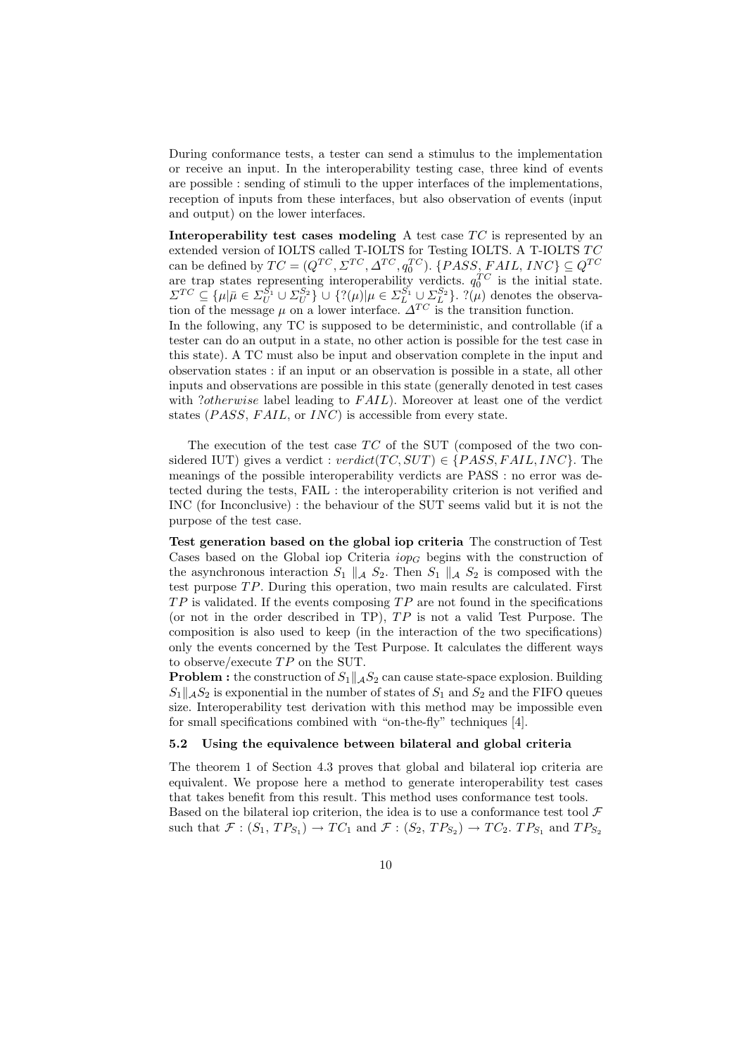During conformance tests, a tester can send a stimulus to the implementation or receive an input. In the interoperability testing case, three kind of events are possible : sending of stimuli to the upper interfaces of the implementations, reception of inputs from these interfaces, but also observation of events (input and output) on the lower interfaces.

**Interoperability test cases modeling** A test case $TC$ is represented by an extended version of IOLTS called T-IOLTS for Testing IOLTS. A T-IOLTS $TC$ can be defined by $TC = (Q^{TC}, \Sigma^{TC}, \Delta^{TC}, q_0^{TC})$. $\{PASS, FAIL, INC\} \subseteq Q^{TC}$ are trap states representing interoperability verdicts. $q_0^{TC}$ is the initial state. $\Sigma^{TC} \subseteq \{\mu | \bar{\mu} \in \Sigma_U^{S_1} \cup \Sigma_U^{S_2}\} \cup \{?(\mu) | \mu \in \Sigma_L^{S_1} \cup \Sigma_L^{S_2}\}$. $?(\mu)$ denotes the observation of the message $\mu$ on a lower interface. $\Delta^{TC}$ is the transition function.
In the following, any TC is supposed to be deterministic, and controllable (if a tester can do an output in a state, no other action is possible for the test case in this state). A TC must also be input and observation complete in the input and observation states : if an input or an observation is possible in a state, all other inputs and observations are possible in this state (generally denoted in test cases with ?*otherwise* label leading to $FAIL$). Moreover at least one of the verdict states ($PASS$, $FAIL$, or $INC$) is accessible from every state.

The execution of the test case $TC$ of the SUT (composed of the two considered IUT) gives a verdict : $verdict(TC, SUT) \in \{PASS, FAIL, INC\}$. The meanings of the possible interoperability verdicts are PASS : no error was detected during the tests, FAIL : the interoperability criterion is not verified and INC (for Inconclusive) : the behaviour of the SUT seems valid but it is not the purpose of the test case.

**Test generation based on the global iop criteria** The construction of Test Cases based on the Global iop Criteria $iop_G$ begins with the construction of the asynchronous interaction $S_1 \parallel_{\mathcal{A}} S_2$. Then $S_1 \parallel_{\mathcal{A}} S_2$ is composed with the test purpose $TP$. During this operation, two main results are calculated. First $TP$ is validated. If the events composing $TP$ are not found in the specifications (or not in the order described in TP), $TP$ is not a valid Test Purpose. The composition is also used to keep (in the interaction of the two specifications) only the events concerned by the Test Purpose. It calculates the different ways to observe/execute $TP$ on the SUT.
**Problem :** the construction of $S_1 \|_{\mathcal{A}} S_2$ can cause state-space explosion. Building $S_1 \|_{\mathcal{A}} S_2$ is exponential in the number of states of $S_1$ and $S_2$ and the FIFO queues size. Interoperability test derivation with this method may be impossible even for small specifications combined with "on-the-fly" techniques [4].

### 5.2 Using the equivalence between bilateral and global criteria

The theorem 1 of Section 4.3 proves that global and bilateral iop criteria are equivalent. We propose here a method to generate interoperability test cases that takes benefit from this result. This method uses conformance test tools.
Based on the bilateral iop criterion, the idea is to use a conformance test tool $\mathcal{F}$ such that $\mathcal{F} : (S_1, TP_{S_1}) \rightarrow TC_1$ and $\mathcal{F} : (S_2, TP_{S_2}) \rightarrow TC_2$. $TP_{S_1}$ and $TP_{S_2}$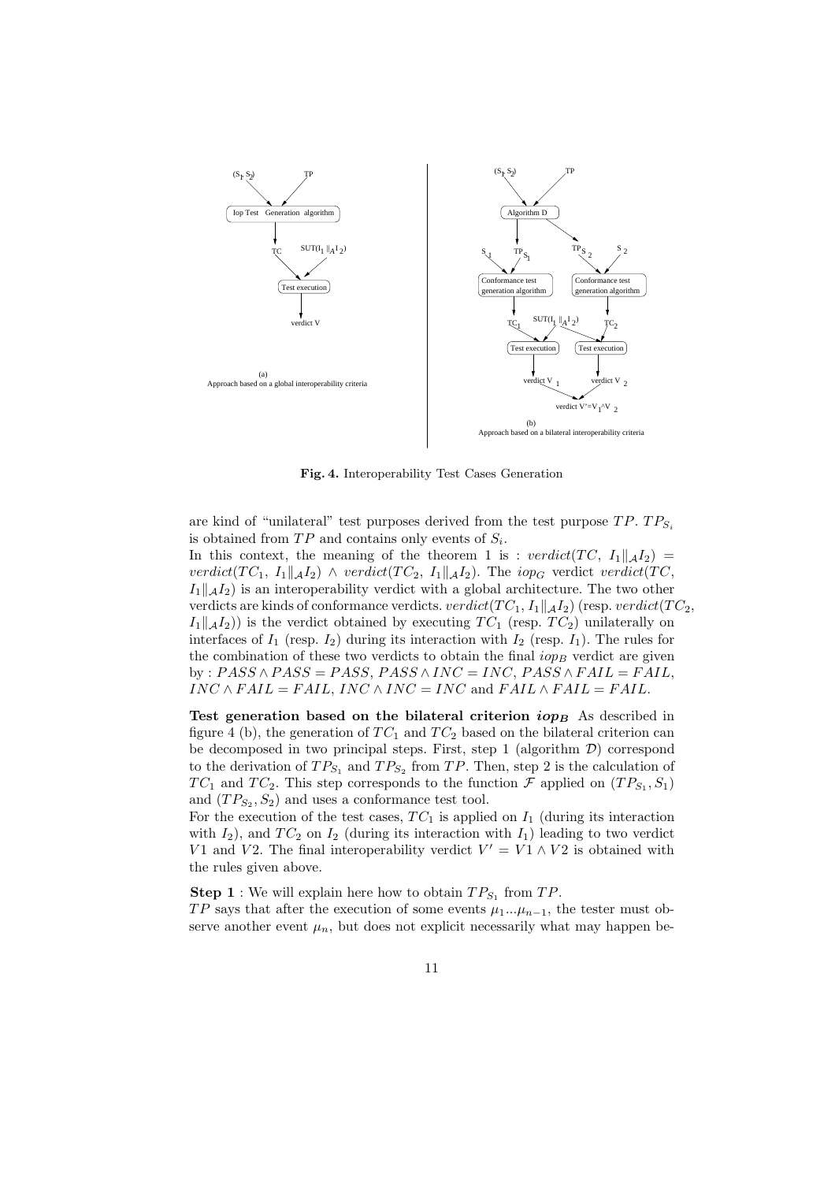**Fig. 4.** Interoperability Test Cases Generation

are kind of "unilateral" test purposes derived from the test purpose $TP$. $TP_{S_i}$ is obtained from $TP$ and contains only events of $S_i$.
In this context, the meaning of the theorem 1 is : $verdict(TC,\ I_1\|_{\mathcal{A}}I_2) = verdict(TC_1,\ I_1\|_{\mathcal{A}}I_2) \wedge verdict(TC_2,\ I_1\|_{\mathcal{A}}I_2)$. The $iop_G$ verdict $verdict(TC,\ I_1\|_{\mathcal{A}}I_2)$ is an interoperability verdict with a global architecture. The two other verdicts are kinds of conformance verdicts. $verdict(TC_1, I_1\|_{\mathcal{A}}I_2)$ (resp. $verdict(TC_2, I_1\|_{\mathcal{A}}I_2)$) is the verdict obtained by executing $TC_1$ (resp. $TC_2$) unilaterally on interfaces of $I_1$ (resp. $I_2$) during its interaction with $I_2$ (resp. $I_1$). The rules for the combination of these two verdicts to obtain the final $iop_B$ verdict are given by : $PASS \wedge PASS = PASS$, $PASS \wedge INC = INC$, $PASS \wedge FAIL = FAIL$, $INC \wedge FAIL = FAIL$, $INC \wedge INC = INC$ and $FAIL \wedge FAIL = FAIL$.

**Test generation based on the bilateral criterion $iop_B$** As described in figure 4 (b), the generation of $TC_1$ and $TC_2$ based on the bilateral criterion can be decomposed in two principal steps. First, step 1 (algorithm $\mathcal{D}$) correspond to the derivation of $TP_{S_1}$ and $TP_{S_2}$ from $TP$. Then, step 2 is the calculation of $TC_1$ and $TC_2$. This step corresponds to the function $\mathcal{F}$ applied on $(TP_{S_1}, S_1)$ and $(TP_{S_2}, S_2)$ and uses a conformance test tool.
For the execution of the test cases, $TC_1$ is applied on $I_1$ (during its interaction with $I_2$), and $TC_2$ on $I_2$ (during its interaction with $I_1$) leading to two verdict $V1$ and $V2$. The final interoperability verdict $V' = V1 \wedge V2$ is obtained with the rules given above.

**Step 1** : We will explain here how to obtain $TP_{S_1}$ from $TP$.
$TP$ says that after the execution of some events $\mu_1 ... \mu_{n-1}$, the tester must observe another event $\mu_n$, but does not explicit necessarily what may happen be-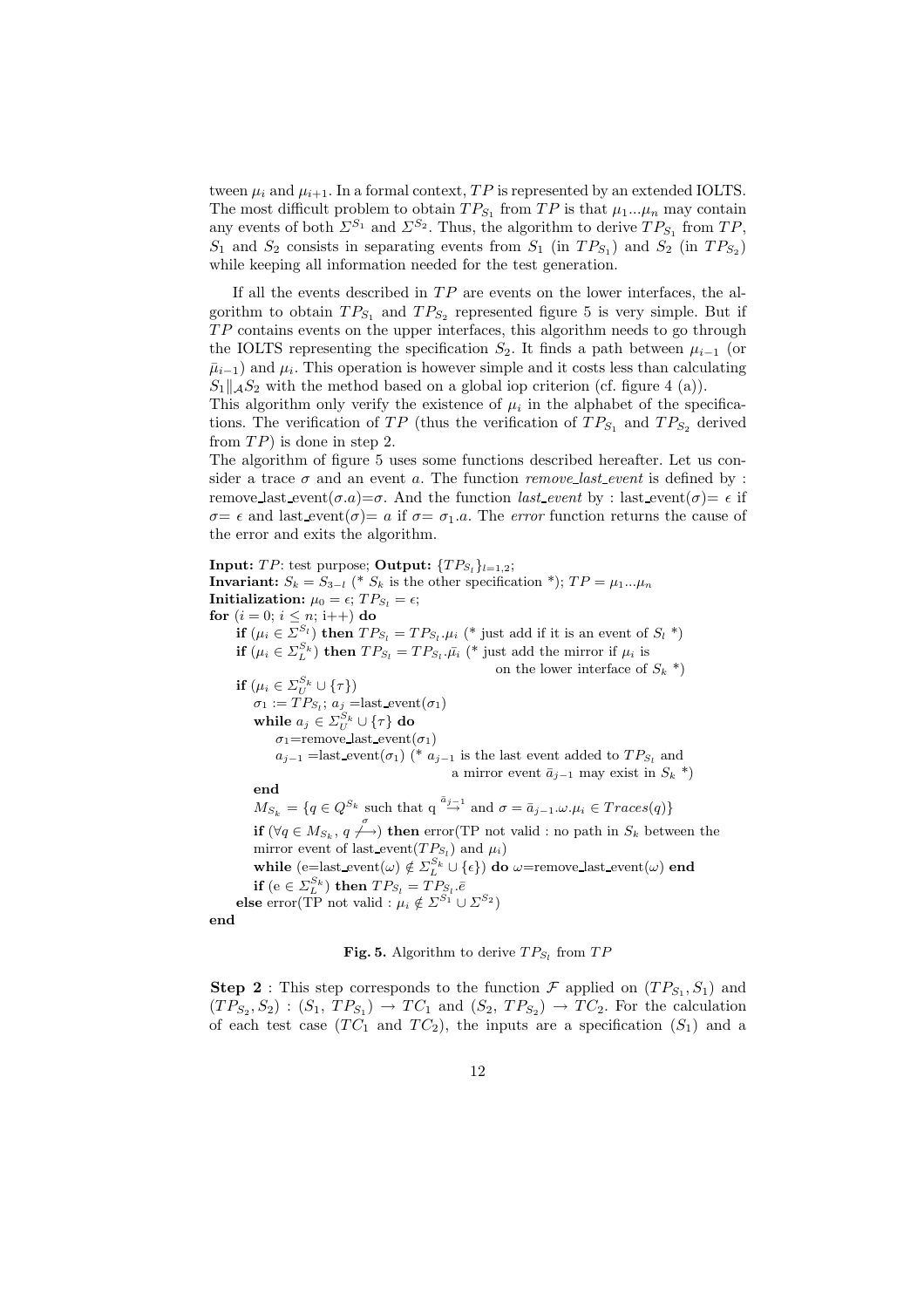tween $\mu_i$ and $\mu_{i+1}$. In a formal context, $TP$ is represented by an extended IOLTS. The most difficult problem to obtain $TP_{S_1}$ from $TP$ is that $\mu_1...\mu_n$ may contain any events of both $\Sigma^{S_1}$ and $\Sigma^{S_2}$. Thus, the algorithm to derive $TP_{S_1}$ from $TP$, $S_1$ and $S_2$ consists in separating events from $S_1$ (in $TP_{S_1}$) and $S_2$ (in $TP_{S_2}$) while keeping all information needed for the test generation.

If all the events described in $TP$ are events on the lower interfaces, the algorithm to obtain $TP_{S_1}$ and $TP_{S_2}$ represented figure 5 is very simple. But if $TP$ contains events on the upper interfaces, this algorithm needs to go through the IOLTS representing the specification $S_2$. It finds a path between $\mu_{i-1}$ (or $\bar{\mu}_{i-1}$) and $\mu_i$. This operation is however simple and it costs less than calculating $S_1\|_{\mathcal{A}}S_2$ with the method based on a global iop criterion (cf. figure 4 (a)).
This algorithm only verify the existence of $\mu_i$ in the alphabet of the specifications. The verification of $TP$ (thus the verification of $TP_{S_1}$ and $TP_{S_2}$ derived from $TP$) is done in step 2.
The algorithm of figure 5 uses some functions described hereafter. Let us consider a trace $\sigma$ and an event $a$. The function *remove_last_event* is defined by : remove_last_event($\sigma.a$)=$\sigma$. And the function *last_event* by : last_event($\sigma$)= $\epsilon$ if $\sigma = \epsilon$ and last_event($\sigma$)= $a$ if $\sigma = \sigma_1.a$. The *error* function returns the cause of the error and exits the algorithm.

**Input:** $TP$: test purpose; **Output:** $\{TP_{S_l}\}_{l=1,2}$;
**Invariant:** $S_k = S_{3-l}$ (* $S_k$ is the other specification *); $TP = \mu_1...\mu_n$
**Initialization:** $\mu_0 = \epsilon$; $TP_{S_l} = \epsilon$;
**for** ($i = 0$; $i \leq n$; i++) **do**
  **if** ($\mu_i \in \Sigma^{S_l}$) **then** $TP_{S_l} = TP_{S_l}.\mu_i$ (* just add if it is an event of $S_l$ *)
  **if** ($\mu_i \in \Sigma_L^{S_k}$) **then** $TP_{S_l} = TP_{S_l}.\bar{\mu}_i$ (* just add the mirror if $\mu_i$ is on the lower interface of $S_k$ *)
  **if** ($\mu_i \in \Sigma_U^{S_k} \cup \{\tau\}$)
    $\sigma_1 := TP_{S_l}$; $a_j$ =last_event($\sigma_1$)
    **while** $a_j \in \Sigma_U^{S_k} \cup \{\tau\}$ **do**
      $\sigma_1$=remove_last_event($\sigma_1$)
      $a_{j-1}$ =last_event($\sigma_1$) (* $a_{j-1}$ is the last event added to $TP_{S_l}$ and a mirror event $\bar{a}_{j-1}$ may exist in $S_k$ *)
    **end**
    $M_{S_k} = \{q \in Q^{S_k}$ such that q $\xrightarrow{\bar{a}_{j-1}}$ and $\sigma = \bar{a}_{j-1}.\omega.\mu_i \in Traces(q)\}$
    **if** ($\forall q \in M_{S_k}$, $q \not\xrightarrow{\sigma}$) **then** error(TP not valid : no path in $S_k$ between the mirror event of last_event($TP_{S_l}$) and $\mu_i$)
    **while** (e=last_event($\omega$) $\notin \Sigma_L^{S_k} \cup \{\epsilon\}$) **do** $\omega$=remove_last_event($\omega$) **end**
    **if** (e $\in \Sigma_L^{S_k}$) **then** $TP_{S_l} = TP_{S_l}.\bar{e}$
  **else** error(TP not valid : $\mu_i \notin \Sigma^{S_1} \cup \Sigma^{S_2}$)
**end**

**Fig. 5.** Algorithm to derive $TP_{S_l}$ from $TP$

**Step 2** : This step corresponds to the function $\mathcal{F}$ applied on $(TP_{S_1}, S_1)$ and $(TP_{S_2}, S_2)$ : $(S_1,\ TP_{S_1}) \rightarrow TC_1$ and $(S_2,\ TP_{S_2}) \rightarrow TC_2$. For the calculation of each test case ($TC_1$ and $TC_2$), the inputs are a specification ($S_1$) and a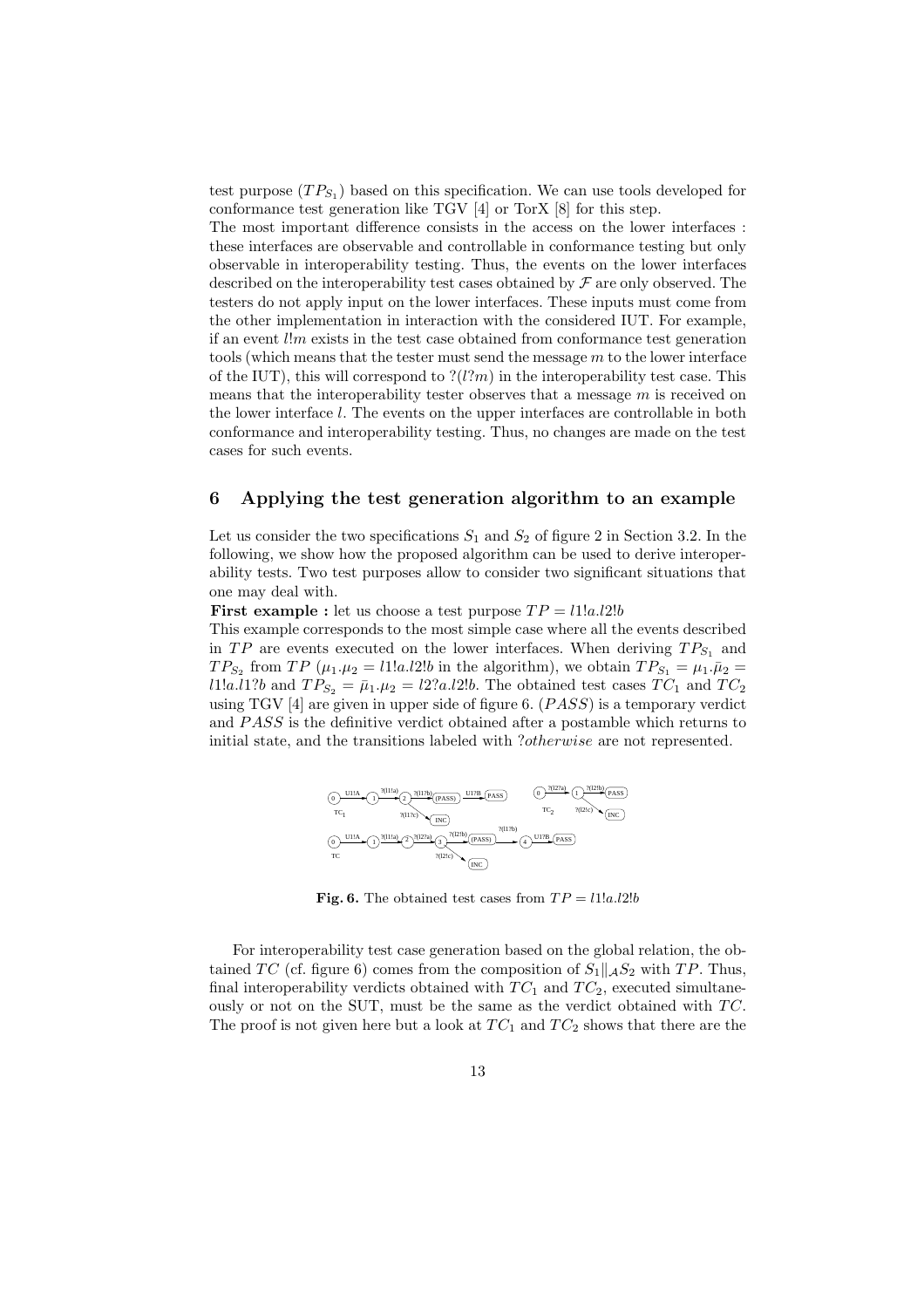test purpose ($TP_{S_1}$) based on this specification. We can use tools developed for conformance test generation like TGV [4] or TorX [8] for this step.
The most important difference consists in the access on the lower interfaces : these interfaces are observable and controllable in conformance testing but only observable in interoperability testing. Thus, the events on the lower interfaces described on the interoperability test cases obtained by $\mathcal{F}$ are only observed. The testers do not apply input on the lower interfaces. These inputs must come from the other implementation in interaction with the considered IUT. For example, if an event $l!m$ exists in the test case obtained from conformance test generation tools (which means that the tester must send the message $m$ to the lower interface of the IUT), this will correspond to $?(l?m)$ in the interoperability test case. This means that the interoperability tester observes that a message $m$ is received on the lower interface $l$. The events on the upper interfaces are controllable in both conformance and interoperability testing. Thus, no changes are made on the test cases for such events.

## 6 Applying the test generation algorithm to an example

Let us consider the two specifications $S_1$ and $S_2$ of figure 2 in Section 3.2. In the following, we show how the proposed algorithm can be used to derive interoperability tests. Two test purposes allow to consider two significant situations that one may deal with.

**First example :** let us choose a test purpose $TP = l1!a.l2!b$

This example corresponds to the most simple case where all the events described in $TP$ are events executed on the lower interfaces. When deriving $TP_{S_1}$ and $TP_{S_2}$ from $TP$ ($\mu_1.\mu_2 = l1!a.l2!b$ in the algorithm), we obtain $TP_{S_1} = \mu_1.\bar{\mu}_2 = l1!a.l1?b$ and $TP_{S_2} = \bar{\mu}_1.\mu_2 = l2?a.l2!b$. The obtained test cases $TC_1$ and $TC_2$ using TGV [4] are given in upper side of figure 6. ($PASS$) is a temporary verdict and $PASS$ is the definitive verdict obtained after a postamble which returns to initial state, and the transitions labeled with $?otherwise$ are not represented.

**Fig. 6.** The obtained test cases from $TP = l1!a.l2!b$

For interoperability test case generation based on the global relation, the obtained $TC$ (cf. figure 6) comes from the composition of $S_1\|_{\mathcal{A}}S_2$ with $TP$. Thus, final interoperability verdicts obtained with $TC_1$ and $TC_2$, executed simultaneously or not on the SUT, must be the same as the verdict obtained with $TC$. The proof is not given here but a look at $TC_1$ and $TC_2$ shows that there are the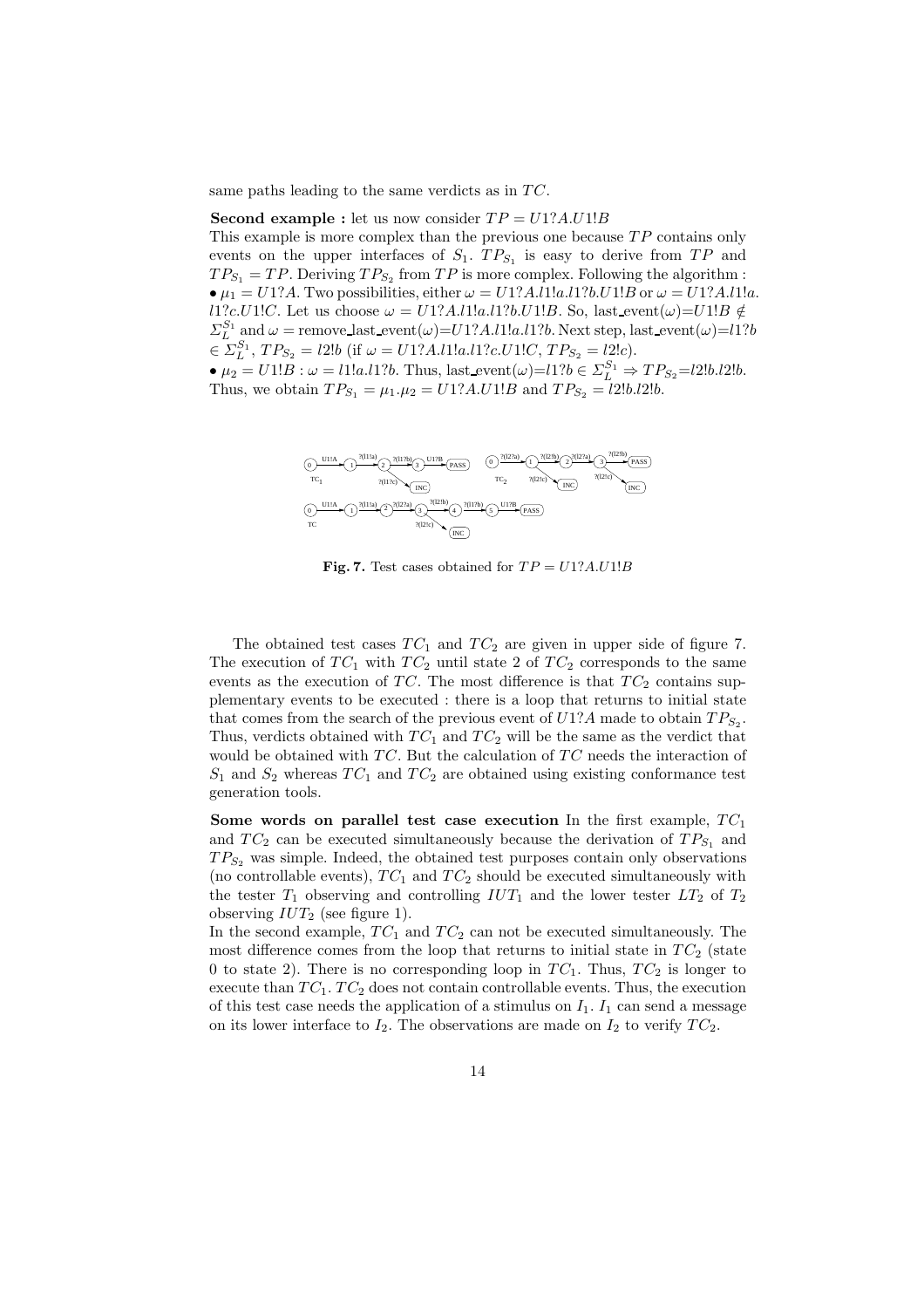same paths leading to the same verdicts as in $TC$.

**Second example :** let us now consider $TP = U1?A.U1!B$
This example is more complex than the previous one because $TP$ contains only events on the upper interfaces of $S_1$. $TP_{S_1}$ is easy to derive from $TP$ and $TP_{S_1} = TP$. Deriving $TP_{S_2}$ from $TP$ is more complex. Following the algorithm :
• $\mu_1 = U1?A$. Two possibilities, either $\omega = U1?A.l1!a.l1?b.U1!B$ or $\omega = U1?A.l1!a.l1?c.U1!C$. Let us choose $\omega = U1?A.l1!a.l1?b.U1!B$. So, last_event($\omega$)=$U1!B \notin \Sigma_L^{S_1}$ and $\omega$ = remove_last_event($\omega$)=$U1?A.l1!a.l1?b$. Next step, last_event($\omega$)=$l1?b \in \Sigma_L^{S_1}$, $TP_{S_2} = l2!b$ (if $\omega = U1?A.l1!a.l1?c.U1!C$, $TP_{S_2} = l2!c$).
• $\mu_2 = U1!B$ : $\omega = l1!a.l1?b$. Thus, last_event($\omega$)=$l1?b \in \Sigma_L^{S_1} \Rightarrow TP_{S_2}$=$l2!b.l2!b$.
Thus, we obtain $TP_{S_1} = \mu_1.\mu_2 = U1?A.U1!B$ and $TP_{S_2} = l2!b.l2!b$.

**Fig. 7.** Test cases obtained for $TP = U1?A.U1!B$

The obtained test cases $TC_1$ and $TC_2$ are given in upper side of figure 7. The execution of $TC_1$ with $TC_2$ until state 2 of $TC_2$ corresponds to the same events as the execution of $TC$. The most difference is that $TC_2$ contains supplementary events to be executed : there is a loop that returns to initial state that comes from the search of the previous event of $U1?A$ made to obtain $TP_{S_2}$. Thus, verdicts obtained with $TC_1$ and $TC_2$ will be the same as the verdict that would be obtained with $TC$. But the calculation of $TC$ needs the interaction of $S_1$ and $S_2$ whereas $TC_1$ and $TC_2$ are obtained using existing conformance test generation tools.

**Some words on parallel test case execution** In the first example, $TC_1$ and $TC_2$ can be executed simultaneously because the derivation of $TP_{S_1}$ and $TP_{S_2}$ was simple. Indeed, the obtained test purposes contain only observations (no controllable events), $TC_1$ and $TC_2$ should be executed simultaneously with the tester $T_1$ observing and controlling $IUT_1$ and the lower tester $LT_2$ of $T_2$ observing $IUT_2$ (see figure 1).
In the second example, $TC_1$ and $TC_2$ can not be executed simultaneously. The most difference comes from the loop that returns to initial state in $TC_2$ (state 0 to state 2). There is no corresponding loop in $TC_1$. Thus, $TC_2$ is longer to execute than $TC_1$. $TC_2$ does not contain controllable events. Thus, the execution of this test case needs the application of a stimulus on $I_1$. $I_1$ can send a message on its lower interface to $I_2$. The observations are made on $I_2$ to verify $TC_2$.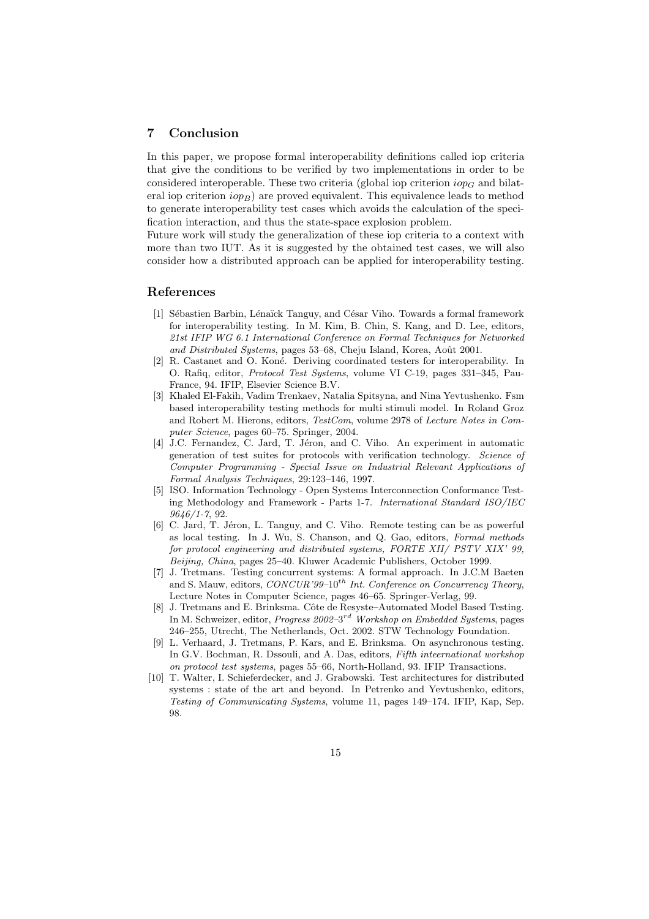## 7 Conclusion

In this paper, we propose formal interoperability definitions called iop criteria that give the conditions to be verified by two implementations in order to be considered interoperable. These two criteria (global iop criterion $iop_G$ and bilateral iop criterion $iop_B$) are proved equivalent. This equivalence leads to method to generate interoperability test cases which avoids the calculation of the specification interaction, and thus the state-space explosion problem.
Future work will study the generalization of these iop criteria to a context with more than two IUT. As it is suggested by the obtained test cases, we will also consider how a distributed approach can be applied for interoperability testing.

## References

[1] Sébastien Barbin, Lénaïck Tanguy, and César Viho. Towards a formal framework for interoperability testing. In M. Kim, B. Chin, S. Kang, and D. Lee, editors, *21st IFIP WG 6.1 International Conference on Formal Techniques for Networked and Distributed Systems*, pages 53–68, Cheju Island, Korea, Août 2001.

[2] R. Castanet and O. Koné. Deriving coordinated testers for interoperability. In O. Rafiq, editor, *Protocol Test Systems*, volume VI C-19, pages 331–345, Pau-France, 94. IFIP, Elsevier Science B.V.

[3] Khaled El-Fakih, Vadim Trenkaev, Natalia Spitsyna, and Nina Yevtushenko. Fsm based interoperability testing methods for multi stimuli model. In Roland Groz and Robert M. Hierons, editors, *TestCom*, volume 2978 of *Lecture Notes in Computer Science*, pages 60–75. Springer, 2004.

[4] J.C. Fernandez, C. Jard, T. Jéron, and C. Viho. An experiment in automatic generation of test suites for protocols with verification technology. *Science of Computer Programming - Special Issue on Industrial Relevant Applications of Formal Analysis Techniques*, 29:123–146, 1997.

[5] ISO. Information Technology - Open Systems Interconnection Conformance Testing Methodology and Framework - Parts 1-7. *International Standard ISO/IEC 9646/1-7*, 92.

[6] C. Jard, T. Jéron, L. Tanguy, and C. Viho. Remote testing can be as powerful as local testing. In J. Wu, S. Chanson, and Q. Gao, editors, *Formal methods for protocol engineering and distributed systems, FORTE XII/ PSTV XIX' 99, Beijing, China*, pages 25–40. Kluwer Academic Publishers, October 1999.

[7] J. Tretmans. Testing concurrent systems: A formal approach. In J.C.M Baeten and S. Mauw, editors, *CONCUR'99–10$^{th}$ Int. Conference on Concurrency Theory*, Lecture Notes in Computer Science, pages 46–65. Springer-Verlag, 99.

[8] J. Tretmans and E. Brinksma. Côte de Resyste–Automated Model Based Testing. In M. Schweizer, editor, *Progress 2002–3$^{rd}$ Workshop on Embedded Systems*, pages 246–255, Utrecht, The Netherlands, Oct. 2002. STW Technology Foundation.

[9] L. Verhaard, J. Tretmans, P. Kars, and E. Brinksma. On asynchronous testing. In G.V. Bochman, R. Dssouli, and A. Das, editors, *Fifth inteernational workshop on protocol test systems*, pages 55–66, North-Holland, 93. IFIP Transactions.

[10] T. Walter, I. Schieferdecker, and J. Grabowski. Test architectures for distributed systems : state of the art and beyond. In Petrenko and Yevtushenko, editors, *Testing of Communicating Systems*, volume 11, pages 149–174. IFIP, Kap, Sep. 98.